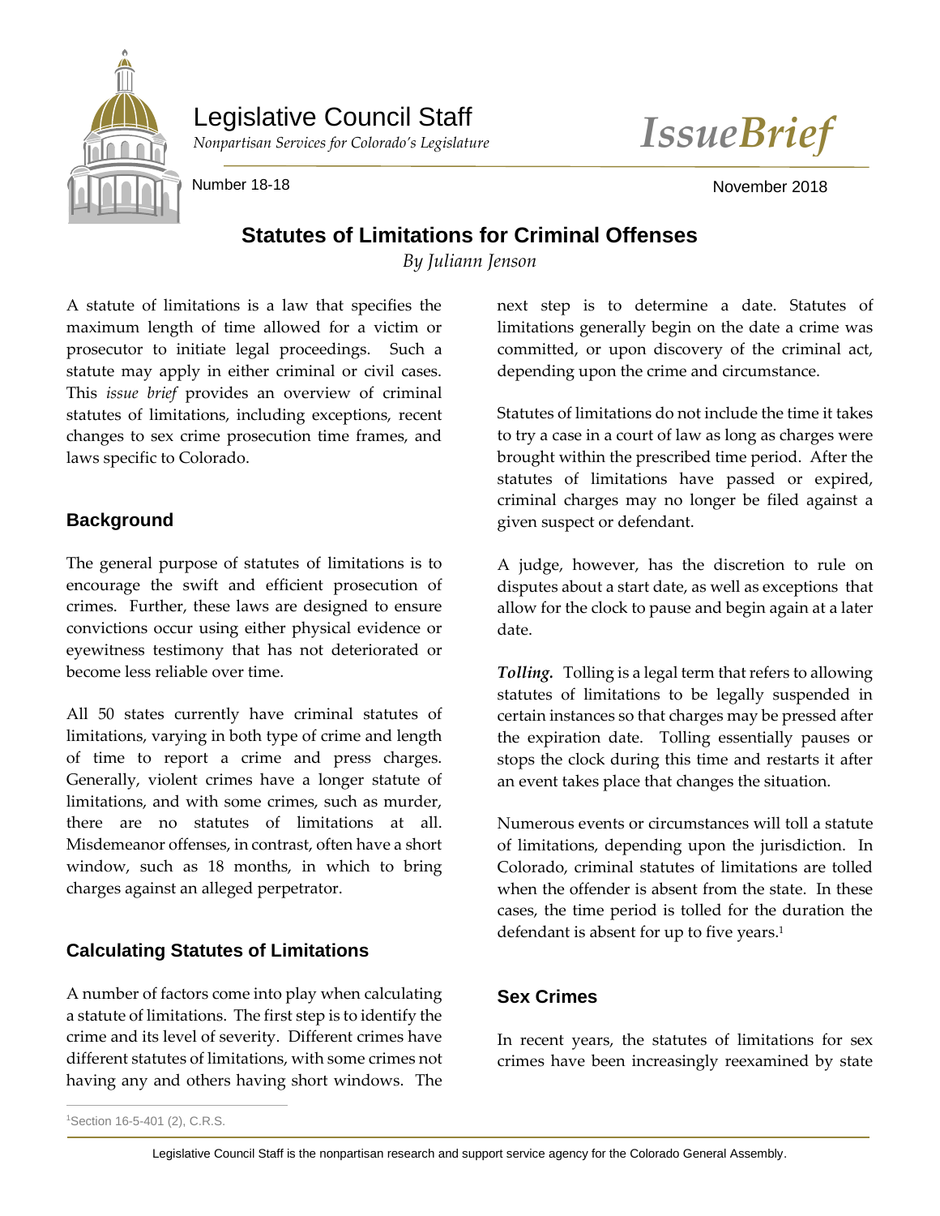Legislative Council Staff

*Nonpartisan Services for Colorado's Legislature*

*IssueBrief*

Number 18-18

November 2018

# Statistics of Limitations for Criminal Offenses

*By Juliann Jenson*

A statute of limitations is a law that specifies the maximum length of time allowed for a victim or prosecutor to initiate legal proceedings. Such a statute may apply in either criminal or civil cases. This *issue brief* provides an overview of criminal statutes of limitations, including exceptions, recent changes to sex crime prosecution time frames, and laws specific to Colorado.

## Background

The general purpose of statutes of limitations is to encourage the swift and efficient prosecution of crimes. Further, these laws are designed to ensure convictions occur using either physical evidence or eyewitness testimony that has not deteriorated or become less reliable over time.

All 50 states currently have criminal statutes of limitations, varying in both type of crime and length of time to report a crime and press charges. Generally, violent crimes have a longer statute of limitations, and with some crimes, such as murder, there are no statutes of limitations at all. Misdemeanor offenses, in contrast, often have a short window, such as 18 months, in which to bring charges against an alleged perpetrator.

## Calculating Statutes of Limitations

A number of factors come into play when calculating a statute of limitations. The first step is to identify the crime and its level of severity. Different crimes have different statutes of limitations, with some crimes not having any and others having short windows. The next step is to determine a date. Statutes of limitations generally begin on the date a crime was committed, or upon discovery of the criminal act, depending upon the crime and circumstance.

Statutes of limitations do not include the time it takes to try a case in a court of law as long as charges were brought within the prescribed time period. After the statutes of limitations have passed or expired, criminal charges may no longer be filed against a given suspect or defendant.

A judge, however, has the discretion to rule on disputes about a start date, as well as exceptions that allow for the clock to pause and begin again at a later date.

***Tolling.*** Tolling is a legal term that refers to allowing statutes of limitations to be legally suspended in certain instances so that charges may be pressed after the expiration date. Tolling essentially pauses or stops the clock during this time and restarts it after an event takes place that changes the situation.

Numerous events or circumstances will toll a statute of limitations, depending upon the jurisdiction. In Colorado, criminal statutes of limitations are tolled when the offender is absent from the state. In these cases, the time period is tolled for the duration the defendant is absent for up to five years.[1]

## Sex Crimes

In recent years, the statutes of limitations for sex crimes have been increasingly reexamined by state

[1]Section 16-5-401 (2), C.R.S.

Legislative Council Staff is the nonpartisan research and support service agency for the Colorado General Assembly.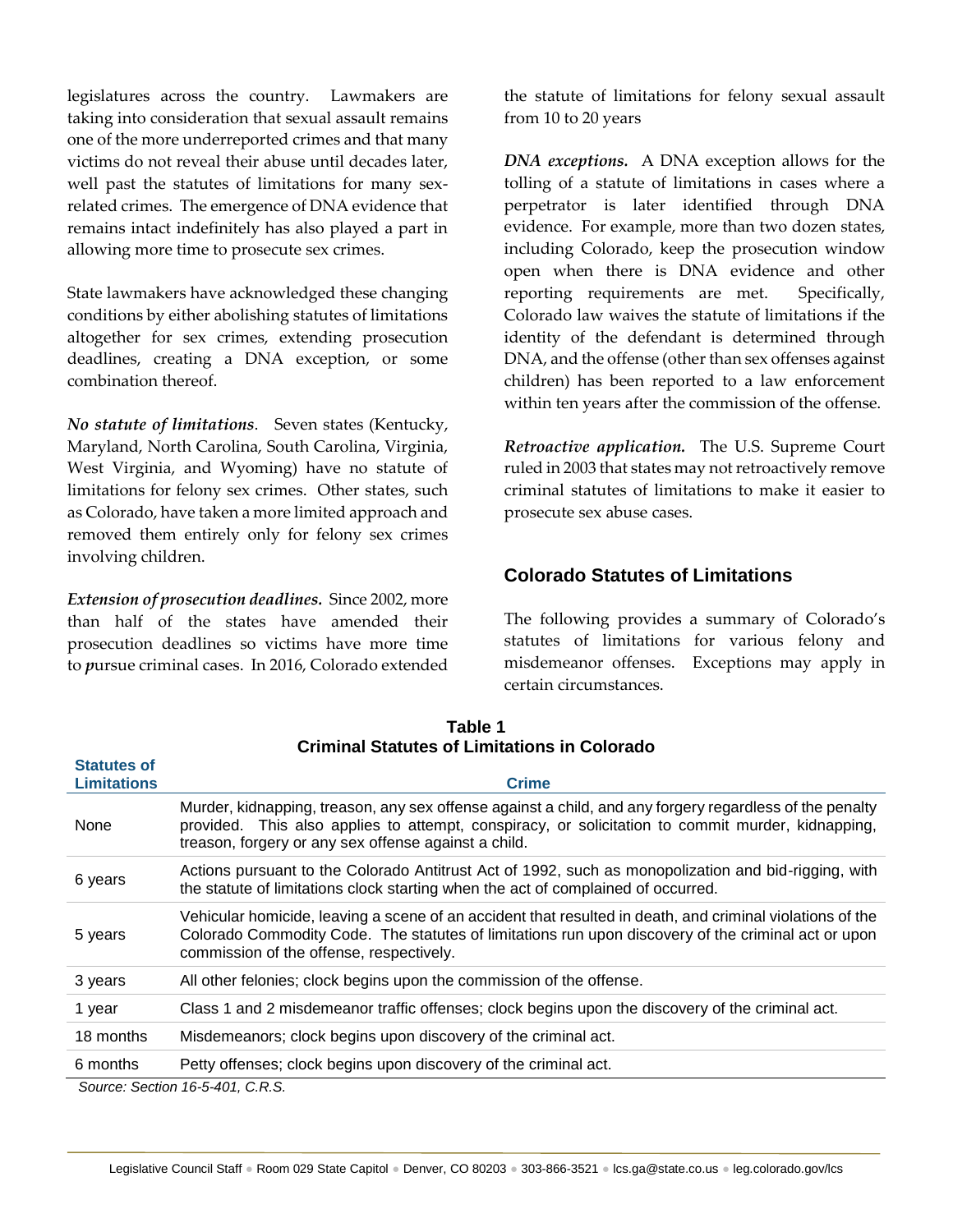legislatures across the country. Lawmakers are taking into consideration that sexual assault remains one of the more underreported crimes and that many victims do not reveal their abuse until decades later, well past the statutes of limitations for many sex-related crimes. The emergence of DNA evidence that remains intact indefinitely has also played a part in allowing more time to prosecute sex crimes.

State lawmakers have acknowledged these changing conditions by either abolishing statutes of limitations altogether for sex crimes, extending prosecution deadlines, creating a DNA exception, or some combination thereof.

***No statute of limitations***. Seven states (Kentucky, Maryland, North Carolina, South Carolina, Virginia, West Virginia, and Wyoming) have no statute of limitations for felony sex crimes. Other states, such as Colorado, have taken a more limited approach and removed them entirely only for felony sex crimes involving children.

***Extension of prosecution deadlines.*** Since 2002, more than half of the states have amended their prosecution deadlines so victims have more time to pursue criminal cases. In 2016, Colorado extended the statute of limitations for felony sexual assault from 10 to 20 years

***DNA exceptions.*** A DNA exception allows for the tolling of a statute of limitations in cases where a perpetrator is later identified through DNA evidence. For example, more than two dozen states, including Colorado, keep the prosecution window open when there is DNA evidence and other reporting requirements are met. Specifically, Colorado law waives the statute of limitations if the identity of the defendant is determined through DNA, and the offense (other than sex offenses against children) has been reported to a law enforcement within ten years after the commission of the offense.

***Retroactive application.*** The U.S. Supreme Court ruled in 2003 that states may not retroactively remove criminal statutes of limitations to make it easier to prosecute sex abuse cases.

## Colorado Statutes of Limitations

The following provides a summary of Colorado's statutes of limitations for various felony and misdemeanor offenses. Exceptions may apply in certain circumstances.

**Table 1**
**Criminal Statutes of Limitations in Colorado**

| Statutes of Limitations | Crime |
|---|---|
| None | Murder, kidnapping, treason, any sex offense against a child, and any forgery regardless of the penalty provided. This also applies to attempt, conspiracy, or solicitation to commit murder, kidnapping, treason, forgery or any sex offense against a child. |
| 6 years | Actions pursuant to the Colorado Antitrust Act of 1992, such as monopolization and bid-rigging, with the statute of limitations clock starting when the act of complained of occurred. |
| 5 years | Vehicular homicide, leaving a scene of an accident that resulted in death, and criminal violations of the Colorado Commodity Code. The statutes of limitations run upon discovery of the criminal act or upon commission of the offense, respectively. |
| 3 years | All other felonies; clock begins upon the commission of the offense. |
| 1 year | Class 1 and 2 misdemeanor traffic offenses; clock begins upon the discovery of the criminal act. |
| 18 months | Misdemeanors; clock begins upon discovery of the criminal act. |
| 6 months | Petty offenses; clock begins upon discovery of the criminal act. |

*Source: Section 16-5-401, C.R.S.*